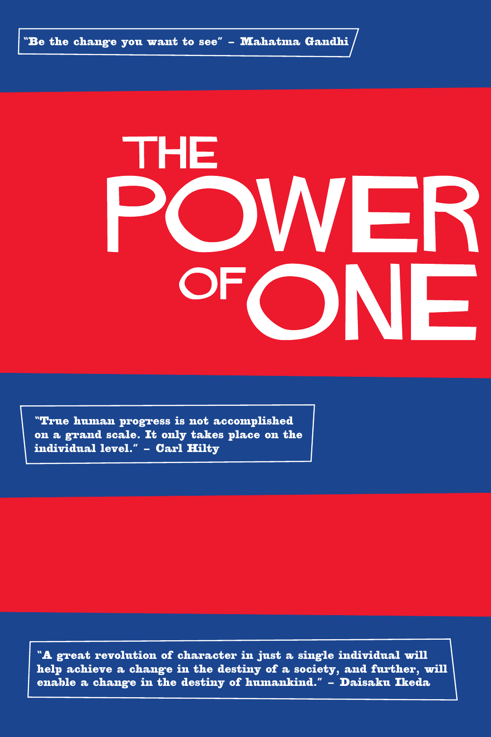**"Be the change you want to see" – Mahatma Gandhi**

# THE POWER OF ONE

**"True human progress is not accomplished on a grand scale. It only takes place on the individual level." – Carl Hilty**

**"A great revolution of character in just a single individual will help achieve a change in the destiny of a society, and further, will enable a change in the destiny of humankind." – Daisaku Ikeda**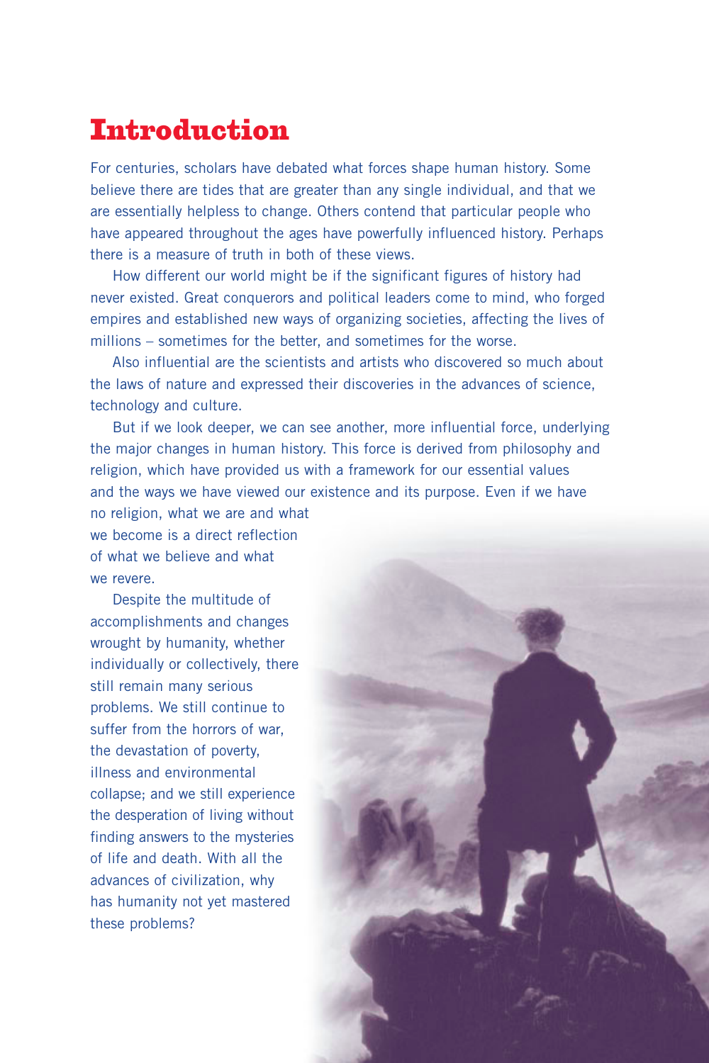# Introduction

For centuries, scholars have debated what forces shape human history. Some believe there are tides that are greater than any single individual, and that we are essentially helpless to change. Others contend that particular people who have appeared throughout the ages have powerfully influenced history. Perhaps there is a measure of truth in both of these views.

How different our world might be if the significant figures of history had never existed. Great conquerors and political leaders come to mind, who forged empires and established new ways of organizing societies, affecting the lives of millions – sometimes for the better, and sometimes for the worse.

Also influential are the scientists and artists who discovered so much about the laws of nature and expressed their discoveries in the advances of science, technology and culture.

But if we look deeper, we can see another, more influential force, underlying the major changes in human history. This force is derived from philosophy and religion, which have provided us with a framework for our essential values and the ways we have viewed our existence and its purpose. Even if we have no religion, what we are and what we become is a direct reflection of what we believe and what we revere.

Despite the multitude of accomplishments and changes wrought by humanity, whether individually or collectively, there still remain many serious problems. We still continue to suffer from the horrors of war, the devastation of poverty, illness and environmental collapse; and we still experience the desperation of living without finding answers to the mysteries of life and death. With all the advances of civilization, why has humanity not yet mastered these problems?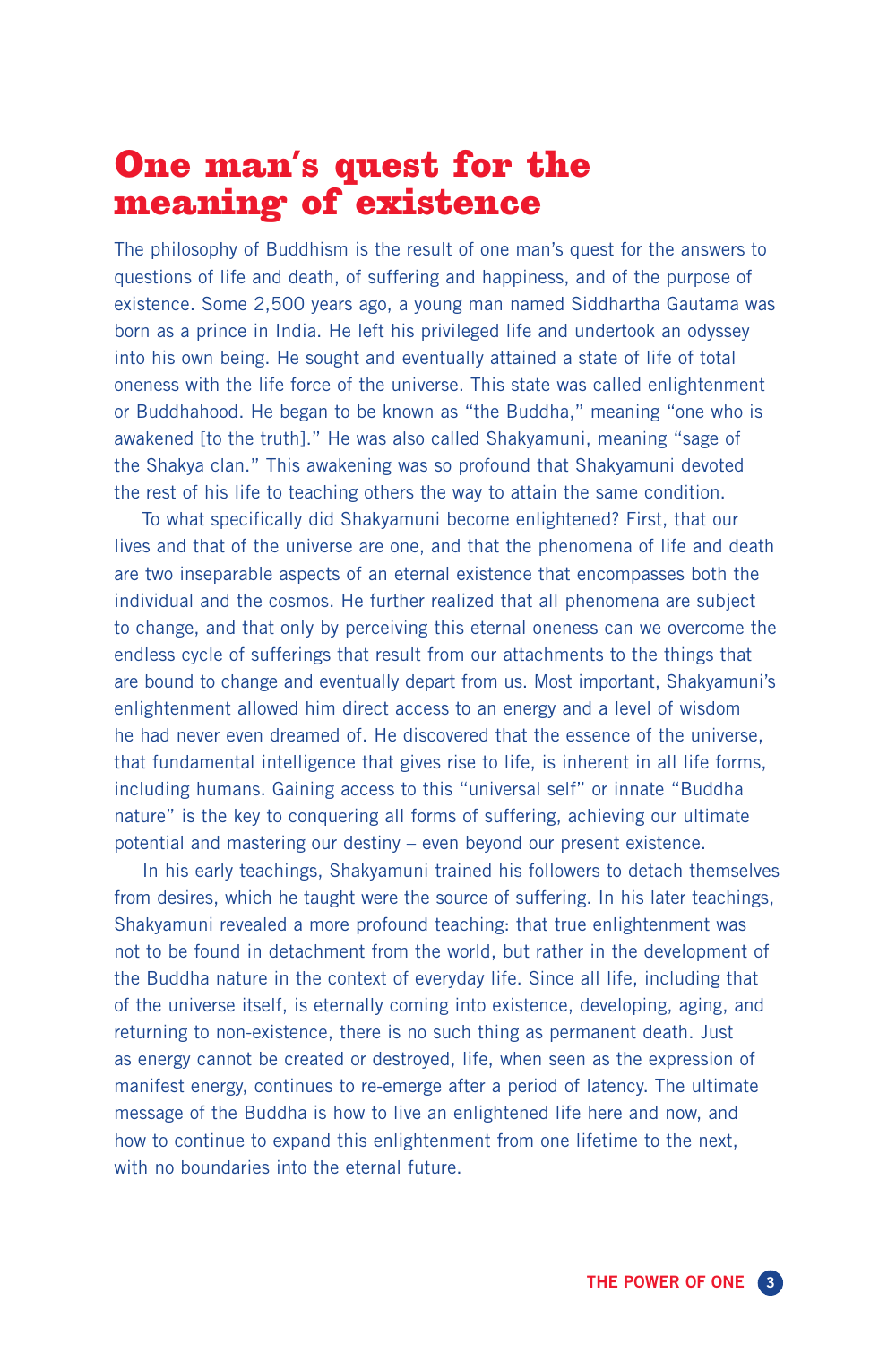# One man's quest for the meaning of existence

The philosophy of Buddhism is the result of one man's quest for the answers to questions of life and death, of suffering and happiness, and of the purpose of existence. Some 2,500 years ago, a young man named Siddhartha Gautama was born as a prince in India. He left his privileged life and undertook an odyssey into his own being. He sought and eventually attained a state of life of total oneness with the life force of the universe. This state was called enlightenment or Buddhahood. He began to be known as "the Buddha," meaning "one who is awakened [to the truth]." He was also called Shakyamuni, meaning "sage of the Shakya clan." This awakening was so profound that Shakyamuni devoted the rest of his life to teaching others the way to attain the same condition.

To what specifically did Shakyamuni become enlightened? First, that our lives and that of the universe are one, and that the phenomena of life and death are two inseparable aspects of an eternal existence that encompasses both the individual and the cosmos. He further realized that all phenomena are subject to change, and that only by perceiving this eternal oneness can we overcome the endless cycle of sufferings that result from our attachments to the things that are bound to change and eventually depart from us. Most important, Shakyamuni's enlightenment allowed him direct access to an energy and a level of wisdom he had never even dreamed of. He discovered that the essence of the universe, that fundamental intelligence that gives rise to life, is inherent in all life forms, including humans. Gaining access to this "universal self" or innate "Buddha nature" is the key to conquering all forms of suffering, achieving our ultimate potential and mastering our destiny – even beyond our present existence.

In his early teachings, Shakyamuni trained his followers to detach themselves from desires, which he taught were the source of suffering. In his later teachings, Shakyamuni revealed a more profound teaching: that true enlightenment was not to be found in detachment from the world, but rather in the development of the Buddha nature in the context of everyday life. Since all life, including that of the universe itself, is eternally coming into existence, developing, aging, and returning to non-existence, there is no such thing as permanent death. Just as energy cannot be created or destroyed, life, when seen as the expression of manifest energy, continues to re-emerge after a period of latency. The ultimate message of the Buddha is how to live an enlightened life here and now, and how to continue to expand this enlightenment from one lifetime to the next, with no boundaries into the eternal future.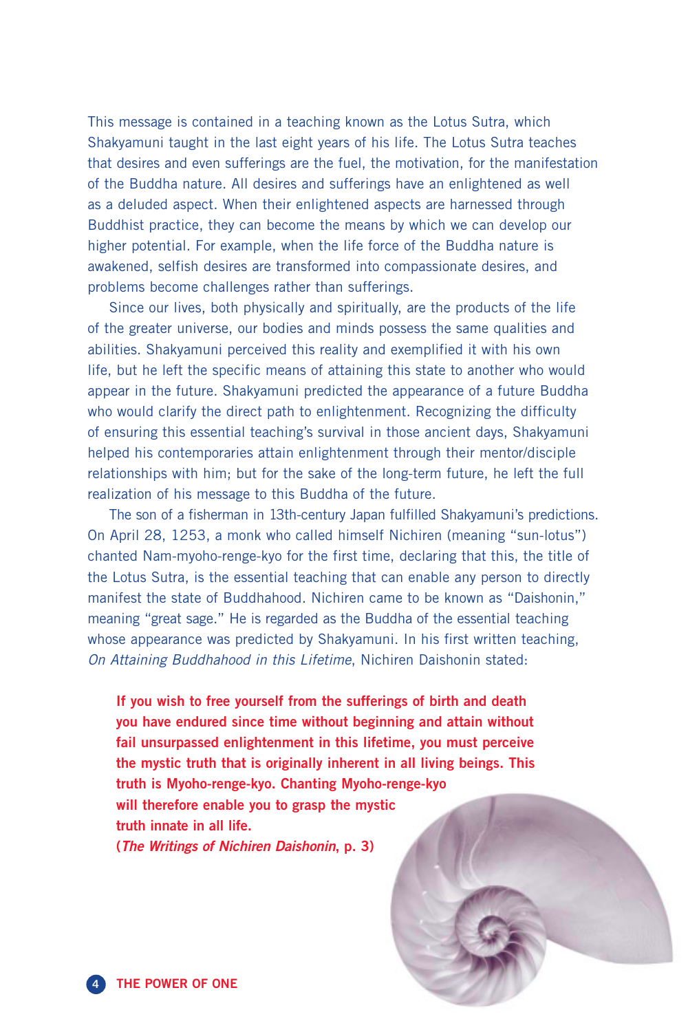This message is contained in a teaching known as the Lotus Sutra, which Shakyamuni taught in the last eight years of his life. The Lotus Sutra teaches that desires and even sufferings are the fuel, the motivation, for the manifestation of the Buddha nature. All desires and sufferings have an enlightened as well as a deluded aspect. When their enlightened aspects are harnessed through Buddhist practice, they can become the means by which we can develop our higher potential. For example, when the life force of the Buddha nature is awakened, selfish desires are transformed into compassionate desires, and problems become challenges rather than sufferings.

Since our lives, both physically and spiritually, are the products of the life of the greater universe, our bodies and minds possess the same qualities and abilities. Shakyamuni perceived this reality and exemplified it with his own life, but he left the specific means of attaining this state to another who would appear in the future. Shakyamuni predicted the appearance of a future Buddha who would clarify the direct path to enlightenment. Recognizing the difficulty of ensuring this essential teaching's survival in those ancient days, Shakyamuni helped his contemporaries attain enlightenment through their mentor/disciple relationships with him; but for the sake of the long-term future, he left the full realization of his message to this Buddha of the future.

The son of a fisherman in 13th-century Japan fulfilled Shakyamuni's predictions. On April 28, 1253, a monk who called himself Nichiren (meaning "sun-lotus") chanted Nam-myoho-renge-kyo for the first time, declaring that this, the title of the Lotus Sutra, is the essential teaching that can enable any person to directly manifest the state of Buddhahood. Nichiren came to be known as "Daishonin," meaning "great sage." He is regarded as the Buddha of the essential teaching whose appearance was predicted by Shakyamuni. In his first written teaching, *On Attaining Buddhahood in this Lifetime*, Nichiren Daishonin stated:

> **If you wish to free yourself from the sufferings of birth and death you have endured since time without beginning and attain without fail unsurpassed enlightenment in this lifetime, you must perceive the mystic truth that is originally inherent in all living beings. This truth is Myoho-renge-kyo. Chanting Myoho-renge-kyo will therefore enable you to grasp the mystic truth innate in all life.**
> **(*The Writings of Nichiren Daishonin*, p. 3)**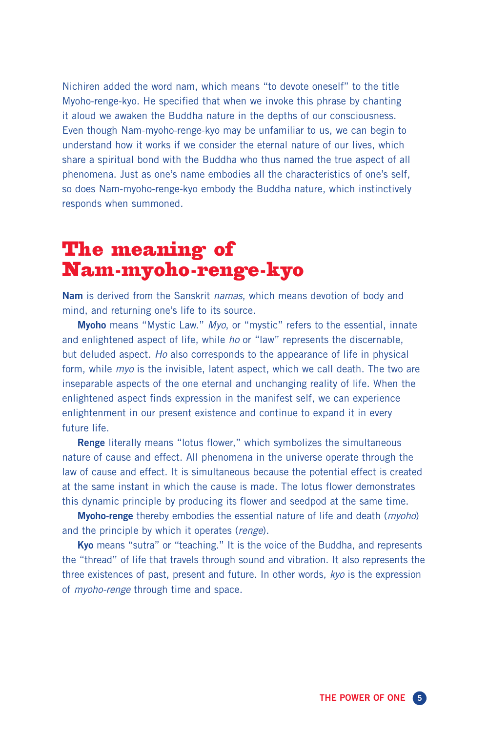Nichiren added the word nam, which means "to devote oneself" to the title Myoho-renge-kyo. He specified that when we invoke this phrase by chanting it aloud we awaken the Buddha nature in the depths of our consciousness. Even though Nam-myoho-renge-kyo may be unfamiliar to us, we can begin to understand how it works if we consider the eternal nature of our lives, which share a spiritual bond with the Buddha who thus named the true aspect of all phenomena. Just as one's name embodies all the characteristics of one's self, so does Nam-myoho-renge-kyo embody the Buddha nature, which instinctively responds when summoned.

## The meaning of Nam-myoho-renge-kyo

**Nam** is derived from the Sanskrit *namas*, which means devotion of body and mind, and returning one's life to its source.

**Myoho** means "Mystic Law." *Myo*, or "mystic" refers to the essential, innate and enlightened aspect of life, while *ho* or "law" represents the discernable, but deluded aspect. *Ho* also corresponds to the appearance of life in physical form, while *myo* is the invisible, latent aspect, which we call death. The two are inseparable aspects of the one eternal and unchanging reality of life. When the enlightened aspect finds expression in the manifest self, we can experience enlightenment in our present existence and continue to expand it in every future life.

**Renge** literally means "lotus flower," which symbolizes the simultaneous nature of cause and effect. All phenomena in the universe operate through the law of cause and effect. It is simultaneous because the potential effect is created at the same instant in which the cause is made. The lotus flower demonstrates this dynamic principle by producing its flower and seedpod at the same time.

**Myoho-renge** thereby embodies the essential nature of life and death (*myoho*) and the principle by which it operates (*renge*).

**Kyo** means "sutra" or "teaching." It is the voice of the Buddha, and represents the "thread" of life that travels through sound and vibration. It also represents the three existences of past, present and future. In other words, *kyo* is the expression of *myoho-renge* through time and space.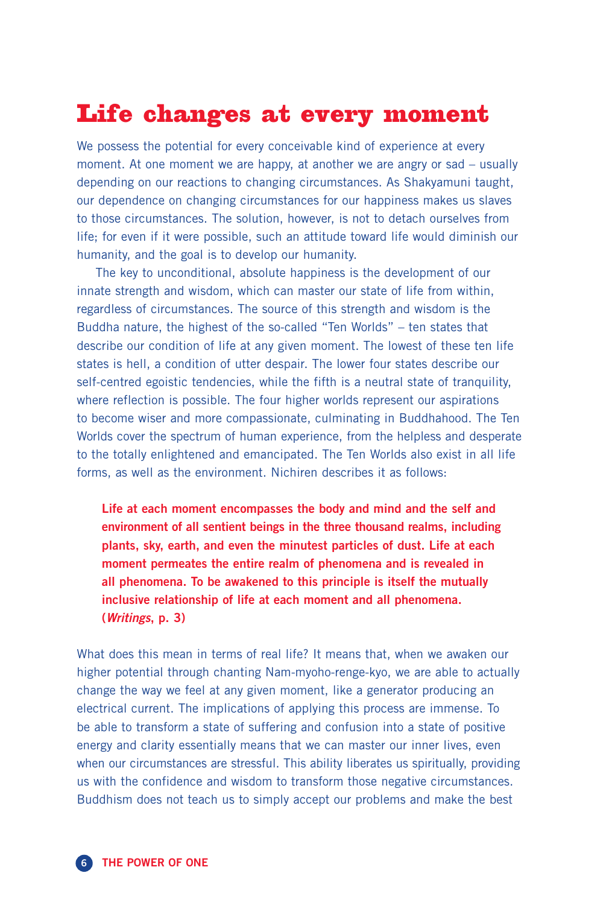# Life changes at every moment

We possess the potential for every conceivable kind of experience at every moment. At one moment we are happy, at another we are angry or sad – usually depending on our reactions to changing circumstances. As Shakyamuni taught, our dependence on changing circumstances for our happiness makes us slaves to those circumstances. The solution, however, is not to detach ourselves from life; for even if it were possible, such an attitude toward life would diminish our humanity, and the goal is to develop our humanity.

The key to unconditional, absolute happiness is the development of our innate strength and wisdom, which can master our state of life from within, regardless of circumstances. The source of this strength and wisdom is the Buddha nature, the highest of the so-called "Ten Worlds" – ten states that describe our condition of life at any given moment. The lowest of these ten life states is hell, a condition of utter despair. The lower four states describe our self-centred egoistic tendencies, while the fifth is a neutral state of tranquility, where reflection is possible. The four higher worlds represent our aspirations to become wiser and more compassionate, culminating in Buddhahood. The Ten Worlds cover the spectrum of human experience, from the helpless and desperate to the totally enlightened and emancipated. The Ten Worlds also exist in all life forms, as well as the environment. Nichiren describes it as follows:

> **Life at each moment encompasses the body and mind and the self and environment of all sentient beings in the three thousand realms, including plants, sky, earth, and even the minutest particles of dust. Life at each moment permeates the entire realm of phenomena and is revealed in all phenomena. To be awakened to this principle is itself the mutually inclusive relationship of life at each moment and all phenomena. (*Writings*, p. 3)**

What does this mean in terms of real life? It means that, when we awaken our higher potential through chanting Nam-myoho-renge-kyo, we are able to actually change the way we feel at any given moment, like a generator producing an electrical current. The implications of applying this process are immense. To be able to transform a state of suffering and confusion into a state of positive energy and clarity essentially means that we can master our inner lives, even when our circumstances are stressful. This ability liberates us spiritually, providing us with the confidence and wisdom to transform those negative circumstances. Buddhism does not teach us to simply accept our problems and make the best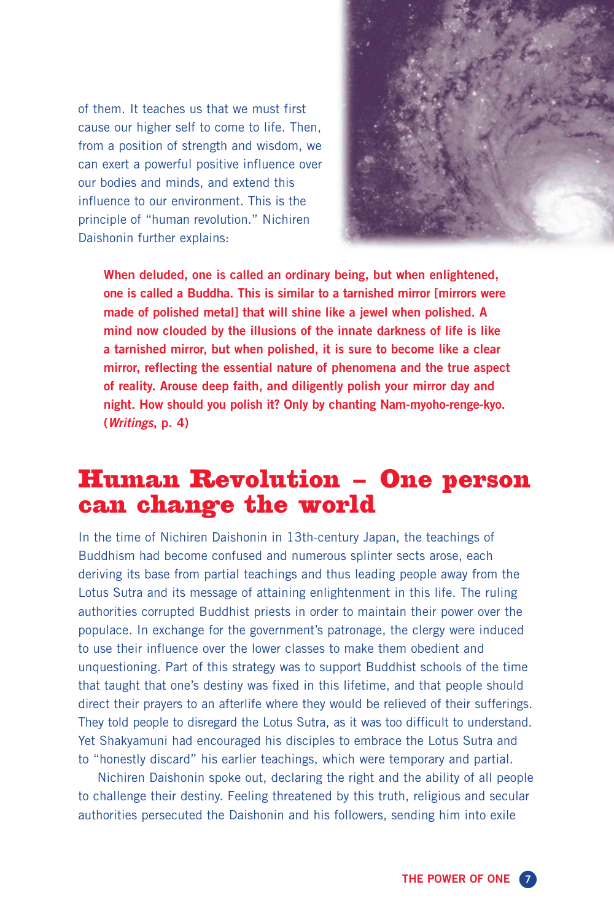of them. It teaches us that we must first cause our higher self to come to life. Then, from a position of strength and wisdom, we can exert a powerful positive influence over our bodies and minds, and extend this influence to our environment. This is the principle of "human revolution." Nichiren Daishonin further explains:

> **When deluded, one is called an ordinary being, but when enlightened, one is called a Buddha. This is similar to a tarnished mirror [mirrors were made of polished metal] that will shine like a jewel when polished. A mind now clouded by the illusions of the innate darkness of life is like a tarnished mirror, but when polished, it is sure to become like a clear mirror, reflecting the essential nature of phenomena and the true aspect of reality. Arouse deep faith, and diligently polish your mirror day and night. How should you polish it? Only by chanting Nam-myoho-renge-kyo. (*Writings*, p. 4)**

## Human Revolution – One person can change the world

In the time of Nichiren Daishonin in 13th-century Japan, the teachings of Buddhism had become confused and numerous splinter sects arose, each deriving its base from partial teachings and thus leading people away from the Lotus Sutra and its message of attaining enlightenment in this life. The ruling authorities corrupted Buddhist priests in order to maintain their power over the populace. In exchange for the government's patronage, the clergy were induced to use their influence over the lower classes to make them obedient and unquestioning. Part of this strategy was to support Buddhist schools of the time that taught that one's destiny was fixed in this lifetime, and that people should direct their prayers to an afterlife where they would be relieved of their sufferings. They told people to disregard the Lotus Sutra, as it was too difficult to understand. Yet Shakyamuni had encouraged his disciples to embrace the Lotus Sutra and to "honestly discard" his earlier teachings, which were temporary and partial.

Nichiren Daishonin spoke out, declaring the right and the ability of all people to challenge their destiny. Feeling threatened by this truth, religious and secular authorities persecuted the Daishonin and his followers, sending him into exile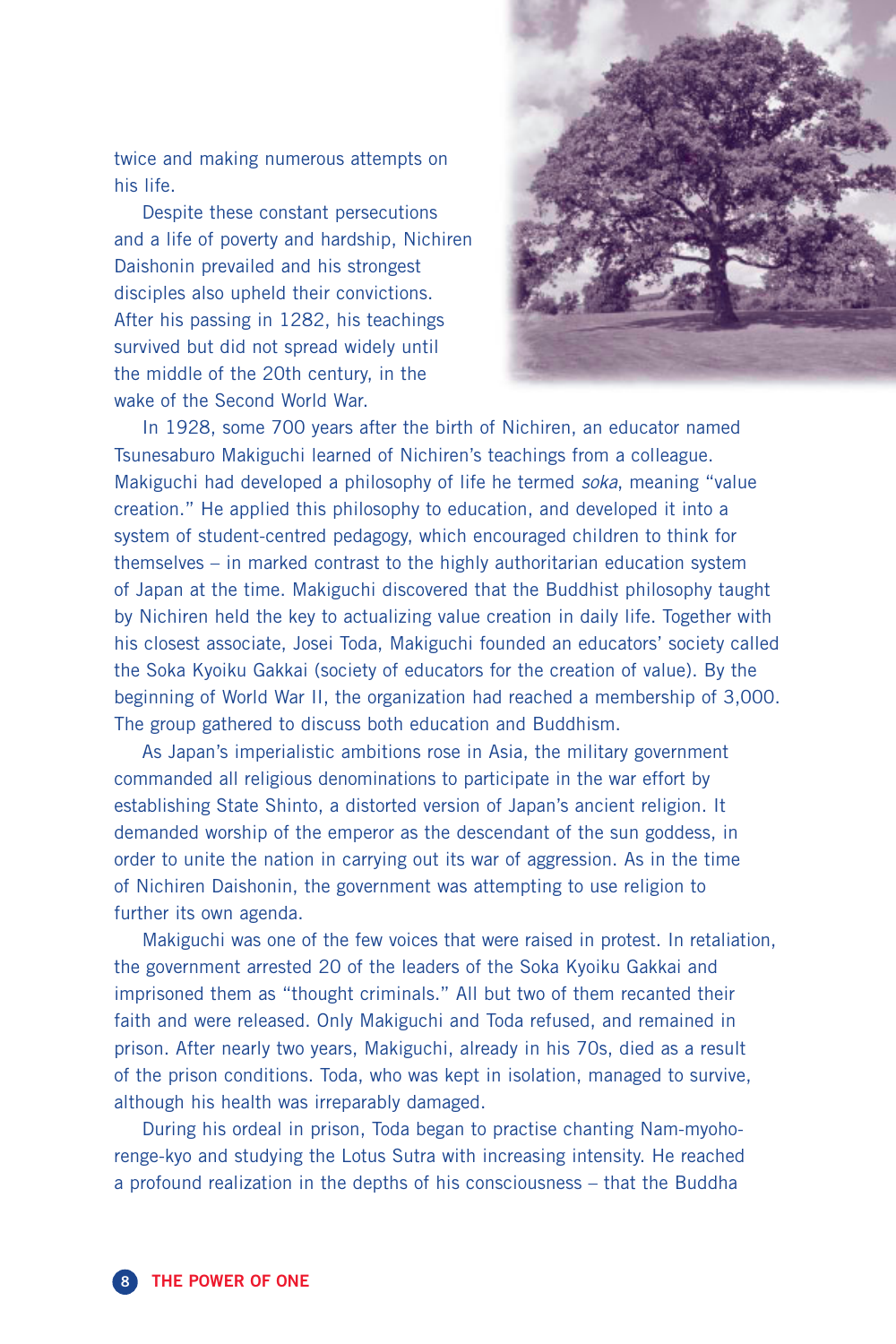twice and making numerous attempts on his life.

Despite these constant persecutions and a life of poverty and hardship, Nichiren Daishonin prevailed and his strongest disciples also upheld their convictions. After his passing in 1282, his teachings survived but did not spread widely until the middle of the 20th century, in the wake of the Second World War.

In 1928, some 700 years after the birth of Nichiren, an educator named Tsunesaburo Makiguchi learned of Nichiren's teachings from a colleague. Makiguchi had developed a philosophy of life he termed *soka*, meaning "value creation." He applied this philosophy to education, and developed it into a system of student-centred pedagogy, which encouraged children to think for themselves – in marked contrast to the highly authoritarian education system of Japan at the time. Makiguchi discovered that the Buddhist philosophy taught by Nichiren held the key to actualizing value creation in daily life. Together with his closest associate, Josei Toda, Makiguchi founded an educators' society called the Soka Kyoiku Gakkai (society of educators for the creation of value). By the beginning of World War II, the organization had reached a membership of 3,000. The group gathered to discuss both education and Buddhism.

As Japan's imperialistic ambitions rose in Asia, the military government commanded all religious denominations to participate in the war effort by establishing State Shinto, a distorted version of Japan's ancient religion. It demanded worship of the emperor as the descendant of the sun goddess, in order to unite the nation in carrying out its war of aggression. As in the time of Nichiren Daishonin, the government was attempting to use religion to further its own agenda.

Makiguchi was one of the few voices that were raised in protest. In retaliation, the government arrested 20 of the leaders of the Soka Kyoiku Gakkai and imprisoned them as "thought criminals." All but two of them recanted their faith and were released. Only Makiguchi and Toda refused, and remained in prison. After nearly two years, Makiguchi, already in his 70s, died as a result of the prison conditions. Toda, who was kept in isolation, managed to survive, although his health was irreparably damaged.

During his ordeal in prison, Toda began to practise chanting Nam-myoho-renge-kyo and studying the Lotus Sutra with increasing intensity. He reached a profound realization in the depths of his consciousness – that the Buddha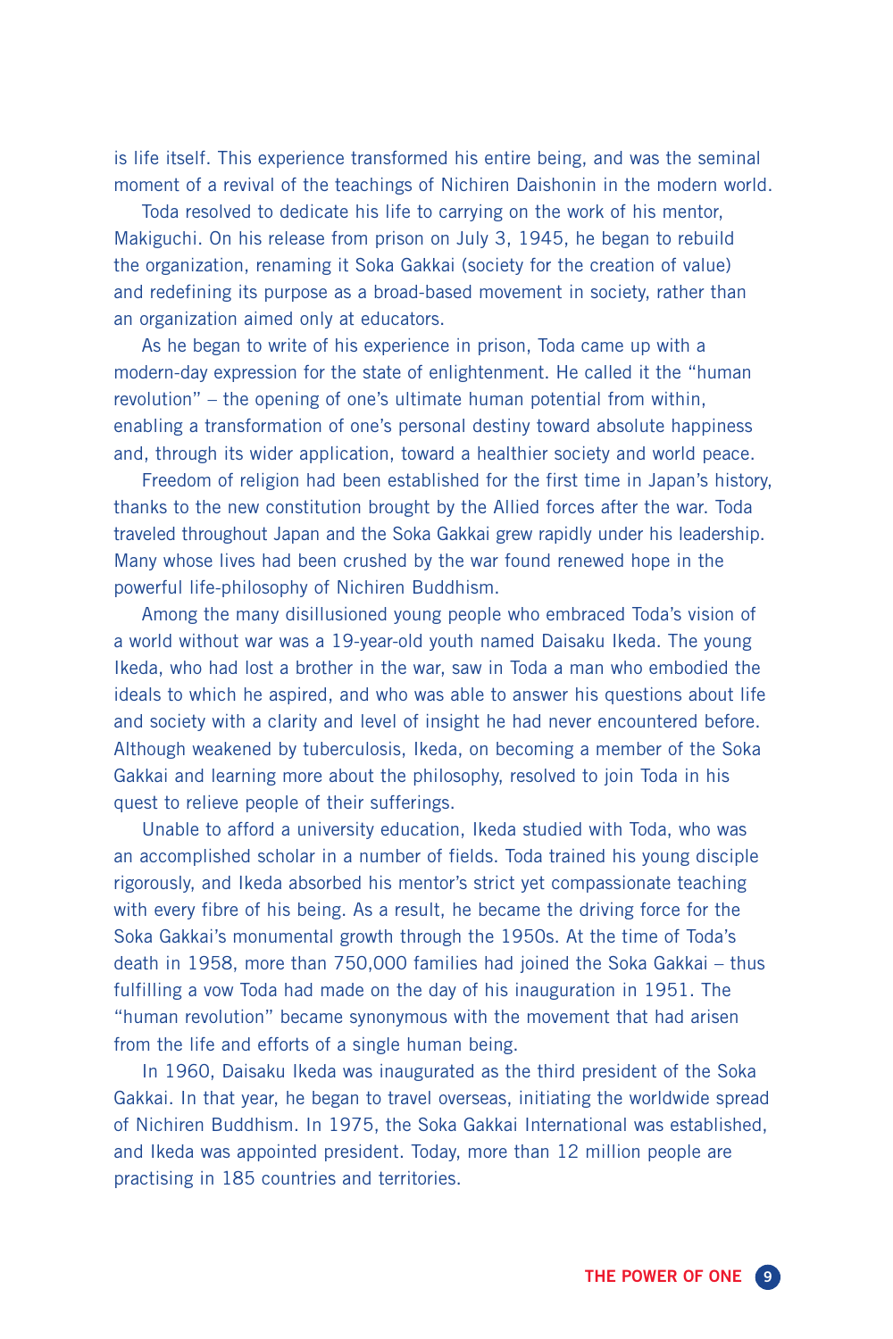is life itself. This experience transformed his entire being, and was the seminal moment of a revival of the teachings of Nichiren Daishonin in the modern world.

Toda resolved to dedicate his life to carrying on the work of his mentor, Makiguchi. On his release from prison on July 3, 1945, he began to rebuild the organization, renaming it Soka Gakkai (society for the creation of value) and redefining its purpose as a broad-based movement in society, rather than an organization aimed only at educators.

As he began to write of his experience in prison, Toda came up with a modern-day expression for the state of enlightenment. He called it the "human revolution" – the opening of one's ultimate human potential from within, enabling a transformation of one's personal destiny toward absolute happiness and, through its wider application, toward a healthier society and world peace.

Freedom of religion had been established for the first time in Japan's history, thanks to the new constitution brought by the Allied forces after the war. Toda traveled throughout Japan and the Soka Gakkai grew rapidly under his leadership. Many whose lives had been crushed by the war found renewed hope in the powerful life-philosophy of Nichiren Buddhism.

Among the many disillusioned young people who embraced Toda's vision of a world without war was a 19-year-old youth named Daisaku Ikeda. The young Ikeda, who had lost a brother in the war, saw in Toda a man who embodied the ideals to which he aspired, and who was able to answer his questions about life and society with a clarity and level of insight he had never encountered before. Although weakened by tuberculosis, Ikeda, on becoming a member of the Soka Gakkai and learning more about the philosophy, resolved to join Toda in his quest to relieve people of their sufferings.

Unable to afford a university education, Ikeda studied with Toda, who was an accomplished scholar in a number of fields. Toda trained his young disciple rigorously, and Ikeda absorbed his mentor's strict yet compassionate teaching with every fibre of his being. As a result, he became the driving force for the Soka Gakkai's monumental growth through the 1950s. At the time of Toda's death in 1958, more than 750,000 families had joined the Soka Gakkai – thus fulfilling a vow Toda had made on the day of his inauguration in 1951. The "human revolution" became synonymous with the movement that had arisen from the life and efforts of a single human being.

In 1960, Daisaku Ikeda was inaugurated as the third president of the Soka Gakkai. In that year, he began to travel overseas, initiating the worldwide spread of Nichiren Buddhism. In 1975, the Soka Gakkai International was established, and Ikeda was appointed president. Today, more than 12 million people are practising in 185 countries and territories.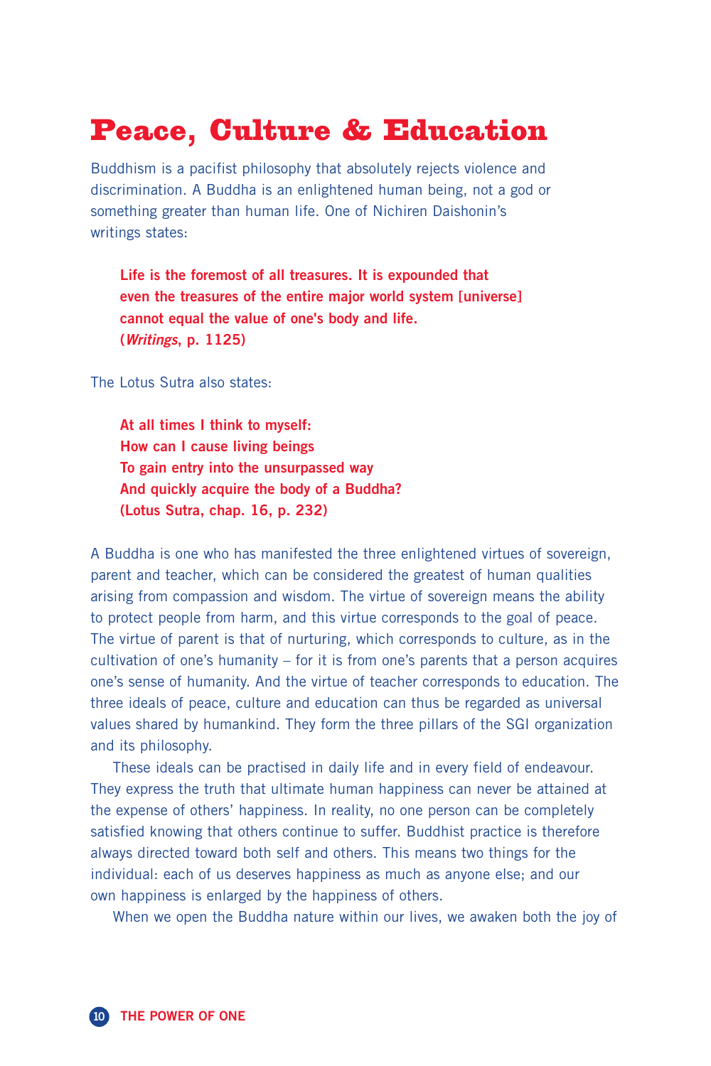# Peace, Culture & Education

Buddhism is a pacifist philosophy that absolutely rejects violence and discrimination. A Buddha is an enlightened human being, not a god or something greater than human life. One of Nichiren Daishonin's writings states:

> **Life is the foremost of all treasures. It is expounded that even the treasures of the entire major world system [universe] cannot equal the value of one's body and life. (*Writings*, p. 1125)**

The Lotus Sutra also states:

> **At all times I think to myself:**
> **How can I cause living beings**
> **To gain entry into the unsurpassed way**
> **And quickly acquire the body of a Buddha?**
> **(Lotus Sutra, chap. 16, p. 232)**

A Buddha is one who has manifested the three enlightened virtues of sovereign, parent and teacher, which can be considered the greatest of human qualities arising from compassion and wisdom. The virtue of sovereign means the ability to protect people from harm, and this virtue corresponds to the goal of peace. The virtue of parent is that of nurturing, which corresponds to culture, as in the cultivation of one's humanity – for it is from one's parents that a person acquires one's sense of humanity. And the virtue of teacher corresponds to education. The three ideals of peace, culture and education can thus be regarded as universal values shared by humankind. They form the three pillars of the SGI organization and its philosophy.

These ideals can be practised in daily life and in every field of endeavour. They express the truth that ultimate human happiness can never be attained at the expense of others' happiness. In reality, no one person can be completely satisfied knowing that others continue to suffer. Buddhist practice is therefore always directed toward both self and others. This means two things for the individual: each of us deserves happiness as much as anyone else; and our own happiness is enlarged by the happiness of others.

When we open the Buddha nature within our lives, we awaken both the joy of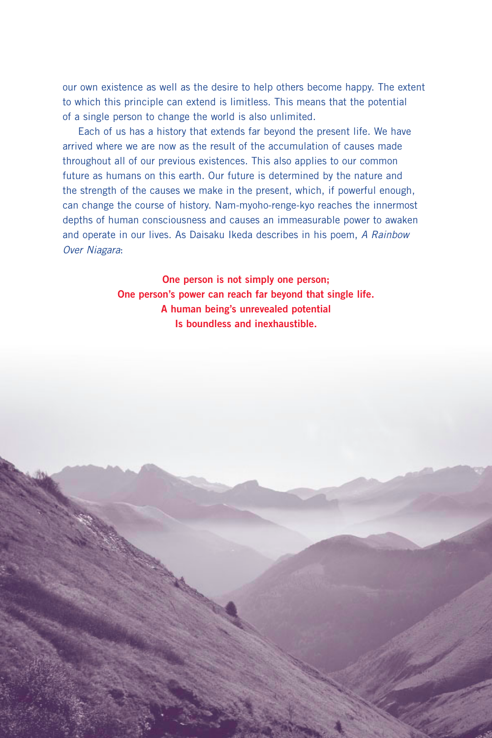our own existence as well as the desire to help others become happy. The extent to which this principle can extend is limitless. This means that the potential of a single person to change the world is also unlimited.

Each of us has a history that extends far beyond the present life. We have arrived where we are now as the result of the accumulation of causes made throughout all of our previous existences. This also applies to our common future as humans on this earth. Our future is determined by the nature and the strength of the causes we make in the present, which, if powerful enough, can change the course of history. Nam-myoho-renge-kyo reaches the innermost depths of human consciousness and causes an immeasurable power to awaken and operate in our lives. As Daisaku Ikeda describes in his poem, *A Rainbow Over Niagara*:

**One person is not simply one person;**
**One person's power can reach far beyond that single life.**
**A human being's unrevealed potential**
**Is boundless and inexhaustible.**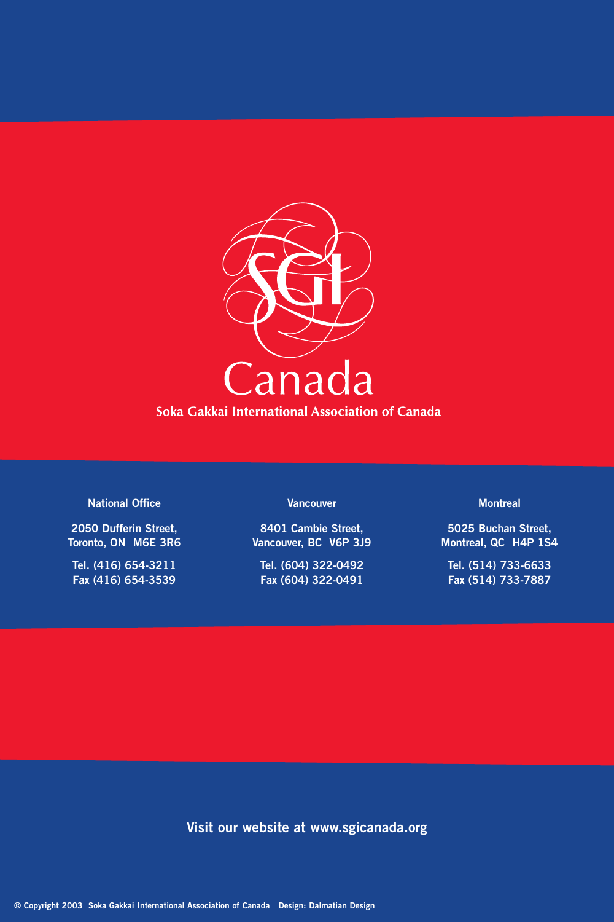SGI

Canada

**Soka Gakkai International Association of Canada**

**National Office**

2050 Dufferin Street,
Toronto, ON  M6E 3R6

Tel. (416) 654-3211
Fax (416) 654-3539

**Vancouver**

8401 Cambie Street,
Vancouver, BC  V6P 3J9

Tel. (604) 322-0492
Fax (604) 322-0491

**Montreal**

5025 Buchan Street,
Montreal, QC  H4P 1S4

Tel. (514) 733-6633
Fax (514) 733-7887

**Visit our website at www.sgicanada.org**

© Copyright 2003  Soka Gakkai International Association of Canada   Design: Dalmatian Design